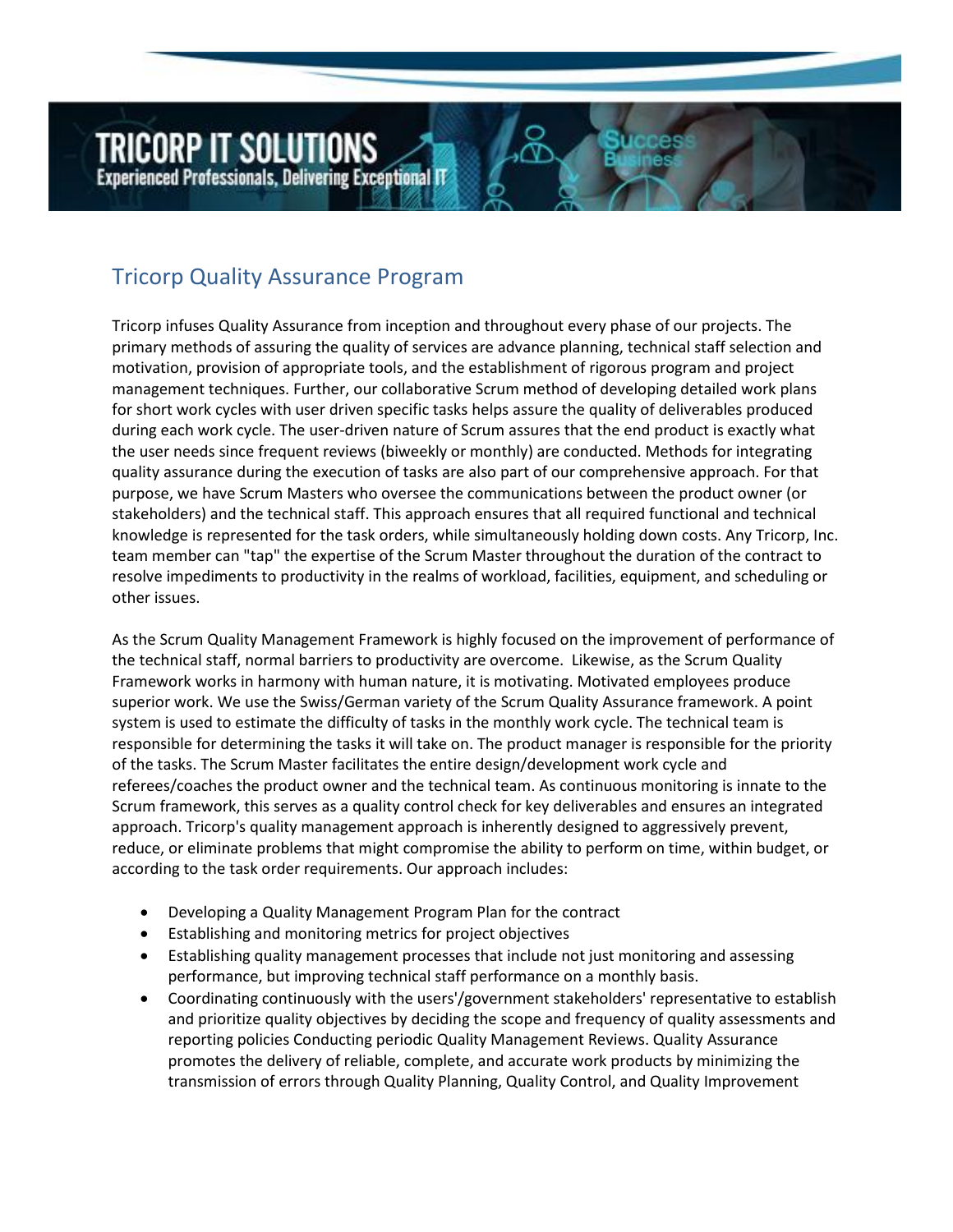# Tricorp Quality Assurance Program

Tricorp infuses Quality Assurance from inception and throughout every phase of our projects. The primary methods of assuring the quality of services are advance planning, technical staff selection and motivation, provision of appropriate tools, and the establishment of rigorous program and project management techniques. Further, our collaborative Scrum method of developing detailed work plans for short work cycles with user driven specific tasks helps assure the quality of deliverables produced during each work cycle. The user-driven nature of Scrum assures that the end product is exactly what the user needs since frequent reviews (biweekly or monthly) are conducted. Methods for integrating quality assurance during the execution of tasks are also part of our comprehensive approach. For that purpose, we have Scrum Masters who oversee the communications between the product owner (or stakeholders) and the technical staff. This approach ensures that all required functional and technical knowledge is represented for the task orders, while simultaneously holding down costs. Any Tricorp, Inc. team member can "tap" the expertise of the Scrum Master throughout the duration of the contract to resolve impediments to productivity in the realms of workload, facilities, equipment, and scheduling or other issues.

As the Scrum Quality Management Framework is highly focused on the improvement of performance of the technical staff, normal barriers to productivity are overcome. Likewise, as the Scrum Quality Framework works in harmony with human nature, it is motivating. Motivated employees produce superior work. We use the Swiss/German variety of the Scrum Quality Assurance framework. A point system is used to estimate the difficulty of tasks in the monthly work cycle. The technical team is responsible for determining the tasks it will take on. The product manager is responsible for the priority of the tasks. The Scrum Master facilitates the entire design/development work cycle and referees/coaches the product owner and the technical team. As continuous monitoring is innate to the Scrum framework, this serves as a quality control check for key deliverables and ensures an integrated approach. Tricorp's quality management approach is inherently designed to aggressively prevent, reduce, or eliminate problems that might compromise the ability to perform on time, within budget, or according to the task order requirements. Our approach includes:

- Developing a Quality Management Program Plan for the contract
- Establishing and monitoring metrics for project objectives
- Establishing quality management processes that include not just monitoring and assessing performance, but improving technical staff performance on a monthly basis.
- Coordinating continuously with the users'/government stakeholders' representative to establish and prioritize quality objectives by deciding the scope and frequency of quality assessments and reporting policies Conducting periodic Quality Management Reviews. Quality Assurance promotes the delivery of reliable, complete, and accurate work products by minimizing the transmission of errors through Quality Planning, Quality Control, and Quality Improvement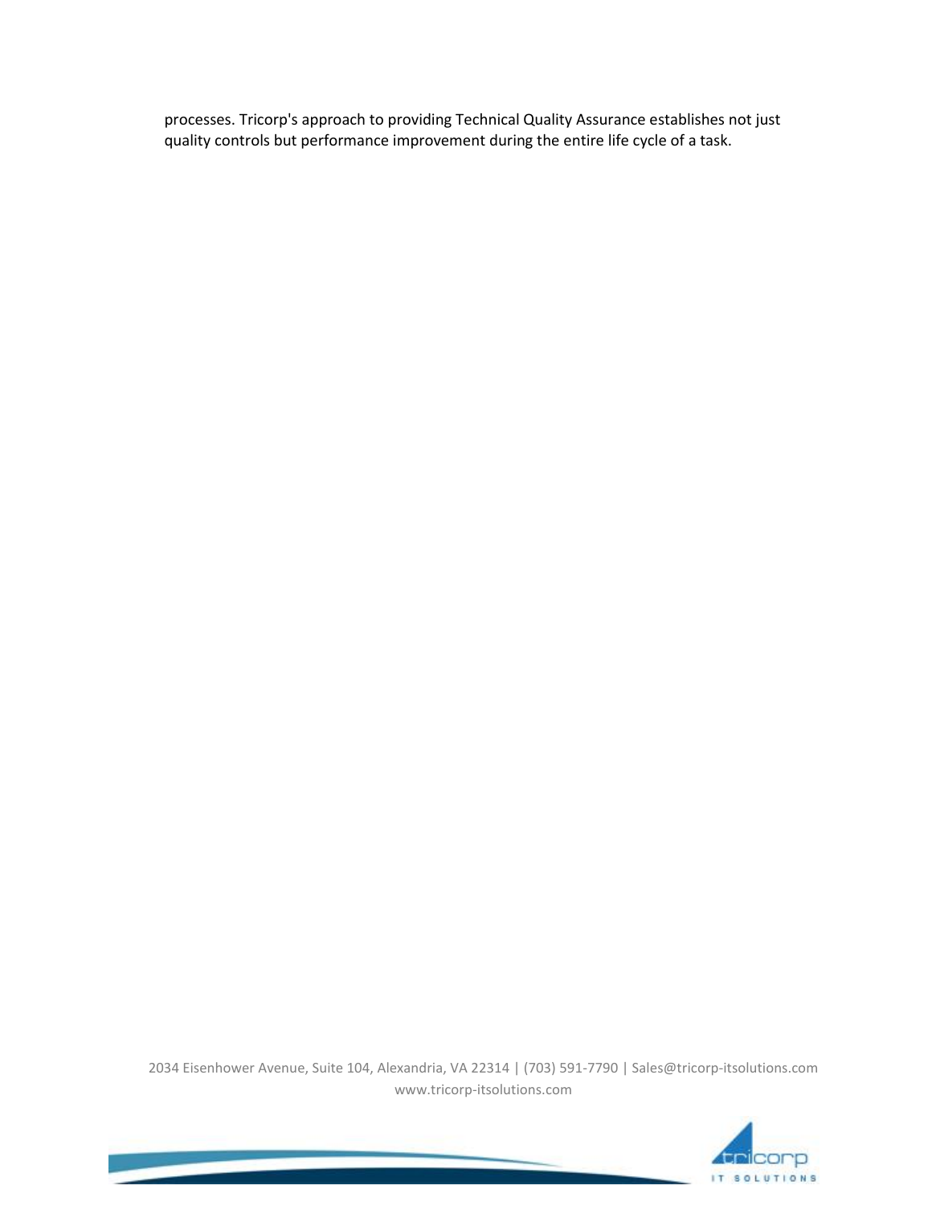processes. Tricorp's approach to providing Technical Quality Assurance establishes not just quality controls but performance improvement during the entire life cycle of a task.